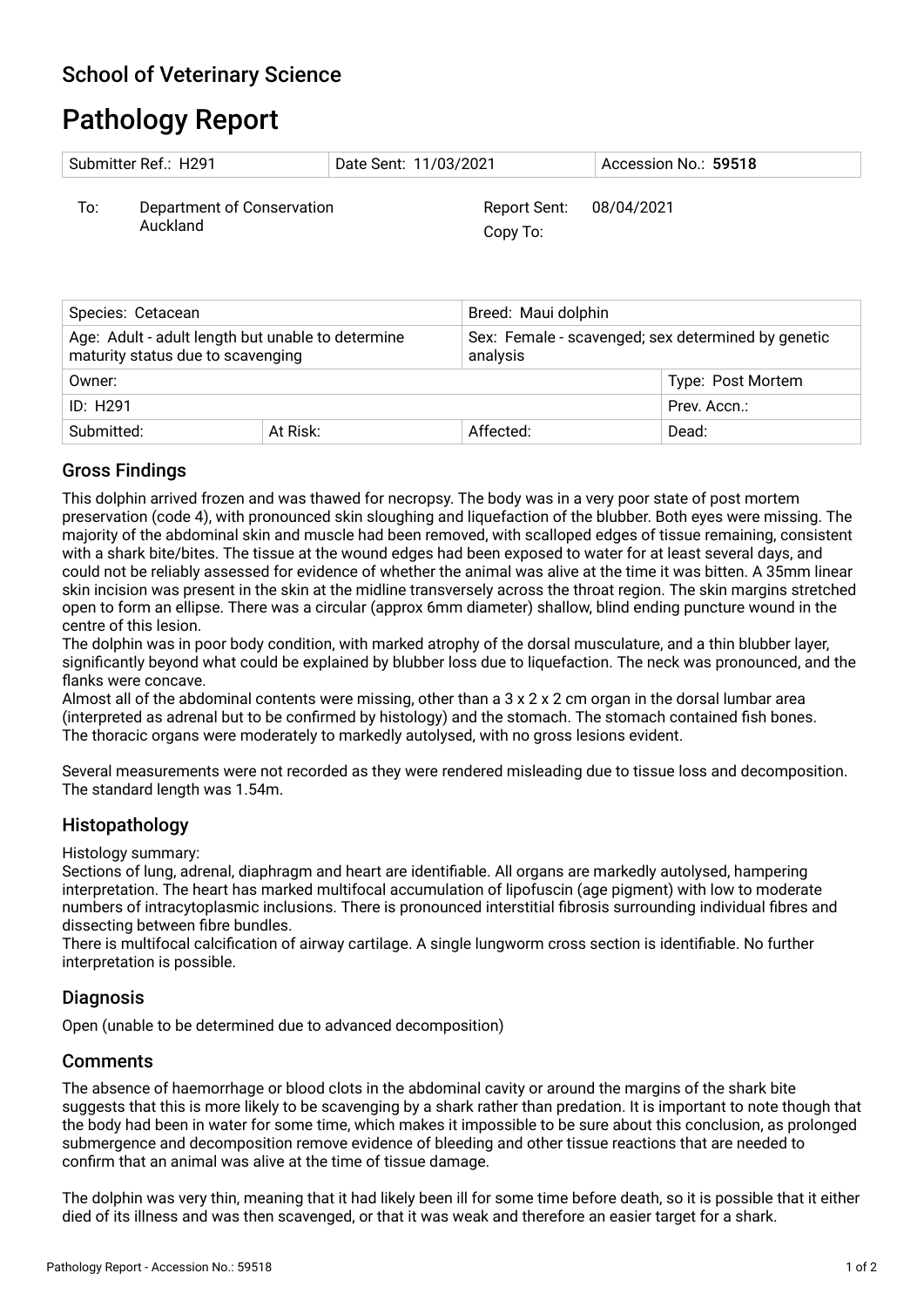## School of Veterinary Science

# Pathology Report

| Submitter Ref.: H291 | Date Sent: 11/03/2021 | Accession No.: **59518** |
|---|---|---|

To: Department of Conservation
Auckland

Report Sent: 08/04/2021
Copy To:

| Species: Cetacean | | Breed: Maui dolphin | |
|---|---|---|---|
| Age: Adult - adult length but unable to determine maturity status due to scavenging | | Sex: Female - scavenged; sex determined by genetic analysis | |
| Owner: | | | Type: Post Mortem |
| ID: H291 | | | Prev. Accn.: |
| Submitted: | At Risk: | Affected: | Dead: |

## Gross Findings

This dolphin arrived frozen and was thawed for necropsy. The body was in a very poor state of post mortem preservation (code 4), with pronounced skin sloughing and liquefaction of the blubber. Both eyes were missing. The majority of the abdominal skin and muscle had been removed, with scalloped edges of tissue remaining, consistent with a shark bite/bites. The tissue at the wound edges had been exposed to water for at least several days, and could not be reliably assessed for evidence of whether the animal was alive at the time it was bitten. A 35mm linear skin incision was present in the skin at the midline transversely across the throat region. The skin margins stretched open to form an ellipse. There was a circular (approx 6mm diameter) shallow, blind ending puncture wound in the centre of this lesion.
The dolphin was in poor body condition, with marked atrophy of the dorsal musculature, and a thin blubber layer, significantly beyond what could be explained by blubber loss due to liquefaction. The neck was pronounced, and the flanks were concave.
Almost all of the abdominal contents were missing, other than a 3 x 2 x 2 cm organ in the dorsal lumbar area (interpreted as adrenal but to be confirmed by histology) and the stomach. The stomach contained fish bones.
The thoracic organs were moderately to markedly autolysed, with no gross lesions evident.

Several measurements were not recorded as they were rendered misleading due to tissue loss and decomposition. The standard length was 1.54m.

## Histopathology

Histology summary:
Sections of lung, adrenal, diaphragm and heart are identifiable. All organs are markedly autolysed, hampering interpretation. The heart has marked multifocal accumulation of lipofuscin (age pigment) with low to moderate numbers of intracytoplasmic inclusions. There is pronounced interstitial fibrosis surrounding individual fibres and dissecting between fibre bundles.
There is multifocal calcification of airway cartilage. A single lungworm cross section is identifiable. No further interpretation is possible.

## Diagnosis

Open (unable to be determined due to advanced decomposition)

## Comments

The absence of haemorrhage or blood clots in the abdominal cavity or around the margins of the shark bite suggests that this is more likely to be scavenging by a shark rather than predation. It is important to note though that the body had been in water for some time, which makes it impossible to be sure about this conclusion, as prolonged submergence and decomposition remove evidence of bleeding and other tissue reactions that are needed to confirm that an animal was alive at the time of tissue damage.

The dolphin was very thin, meaning that it had likely been ill for some time before death, so it is possible that it either died of its illness and was then scavenged, or that it was weak and therefore an easier target for a shark.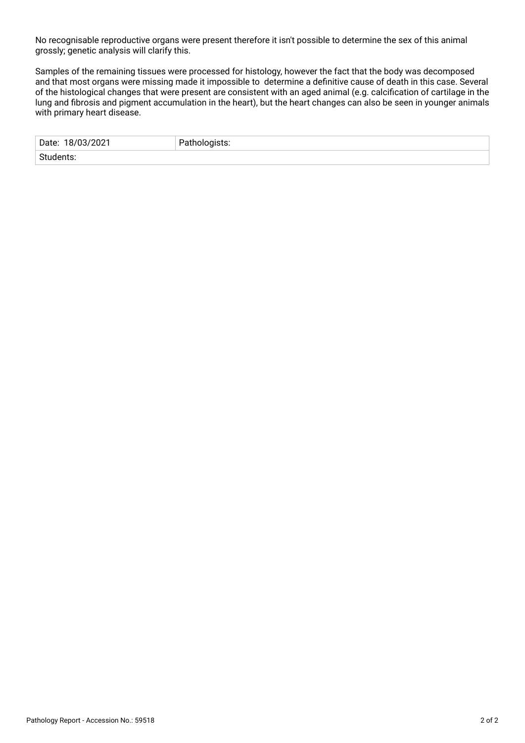No recognisable reproductive organs were present therefore it isn't possible to determine the sex of this animal grossly; genetic analysis will clarify this.

Samples of the remaining tissues were processed for histology, however the fact that the body was decomposed and that most organs were missing made it impossible to  determine a definitive cause of death in this case. Several of the histological changes that were present are consistent with an aged animal (e.g. calcification of cartilage in the lung and fibrosis and pigment accumulation in the heart), but the heart changes can also be seen in younger animals with primary heart disease.

| | |
|---|---|
| Date: 18/03/2021 | Pathologists: |
| Students: | |